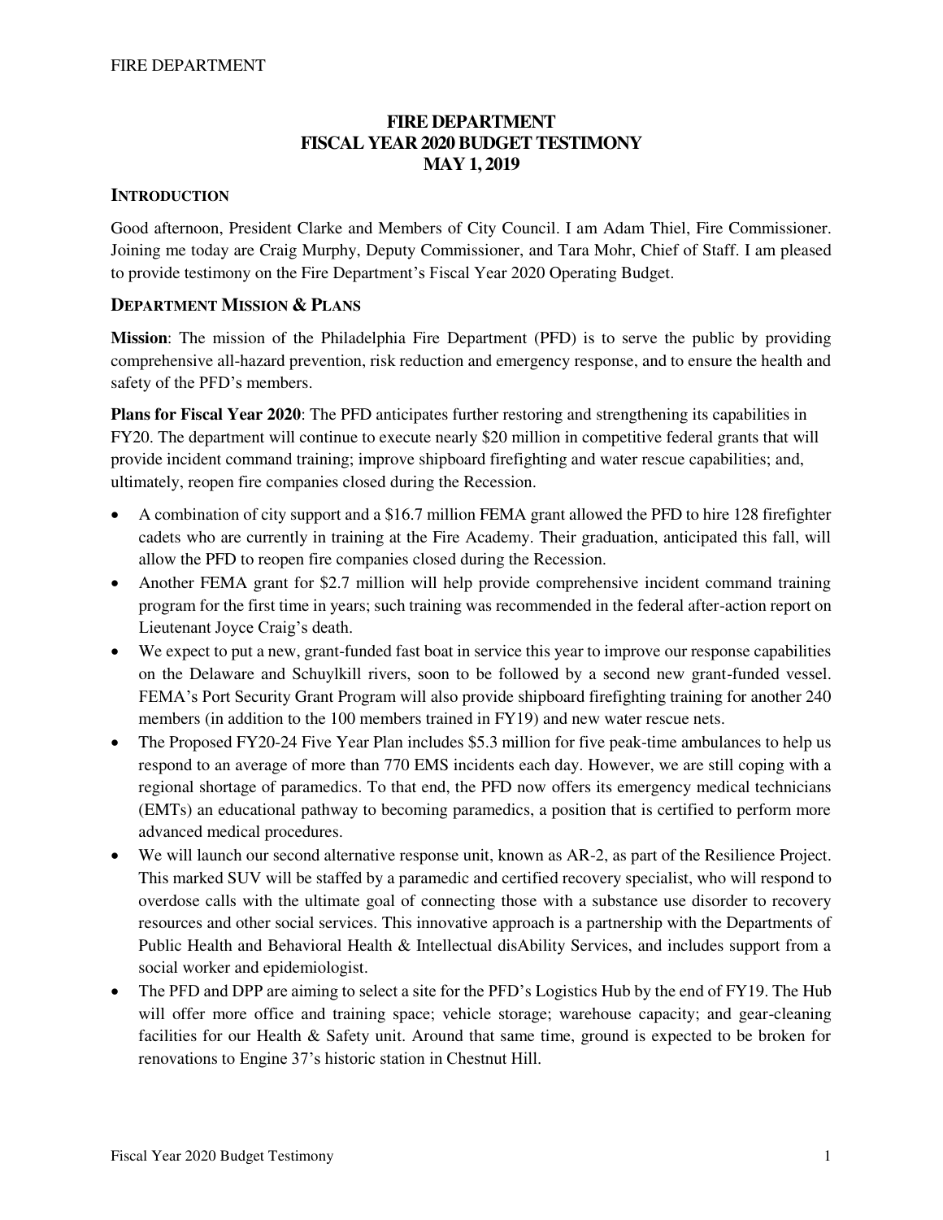# FIRE DEPARTMENT
# FISCAL YEAR 2020 BUDGET TESTIMONY
# MAY 1, 2019

## INTRODUCTION

Good afternoon, President Clarke and Members of City Council. I am Adam Thiel, Fire Commissioner. Joining me today are Craig Murphy, Deputy Commissioner, and Tara Mohr, Chief of Staff. I am pleased to provide testimony on the Fire Department's Fiscal Year 2020 Operating Budget.

## DEPARTMENT MISSION & PLANS

**Mission**: The mission of the Philadelphia Fire Department (PFD) is to serve the public by providing comprehensive all-hazard prevention, risk reduction and emergency response, and to ensure the health and safety of the PFD's members.

**Plans for Fiscal Year 2020**: The PFD anticipates further restoring and strengthening its capabilities in FY20. The department will continue to execute nearly $20 million in competitive federal grants that will provide incident command training; improve shipboard firefighting and water rescue capabilities; and, ultimately, reopen fire companies closed during the Recession.

- A combination of city support and a $16.7 million FEMA grant allowed the PFD to hire 128 firefighter cadets who are currently in training at the Fire Academy. Their graduation, anticipated this fall, will allow the PFD to reopen fire companies closed during the Recession.
- Another FEMA grant for $2.7 million will help provide comprehensive incident command training program for the first time in years; such training was recommended in the federal after-action report on Lieutenant Joyce Craig's death.
- We expect to put a new, grant-funded fast boat in service this year to improve our response capabilities on the Delaware and Schuylkill rivers, soon to be followed by a second new grant-funded vessel. FEMA's Port Security Grant Program will also provide shipboard firefighting training for another 240 members (in addition to the 100 members trained in FY19) and new water rescue nets.
- The Proposed FY20-24 Five Year Plan includes $5.3 million for five peak-time ambulances to help us respond to an average of more than 770 EMS incidents each day. However, we are still coping with a regional shortage of paramedics. To that end, the PFD now offers its emergency medical technicians (EMTs) an educational pathway to becoming paramedics, a position that is certified to perform more advanced medical procedures.
- We will launch our second alternative response unit, known as AR-2, as part of the Resilience Project. This marked SUV will be staffed by a paramedic and certified recovery specialist, who will respond to overdose calls with the ultimate goal of connecting those with a substance use disorder to recovery resources and other social services. This innovative approach is a partnership with the Departments of Public Health and Behavioral Health & Intellectual disAbility Services, and includes support from a social worker and epidemiologist.
- The PFD and DPP are aiming to select a site for the PFD's Logistics Hub by the end of FY19. The Hub will offer more office and training space; vehicle storage; warehouse capacity; and gear-cleaning facilities for our Health & Safety unit. Around that same time, ground is expected to be broken for renovations to Engine 37's historic station in Chestnut Hill.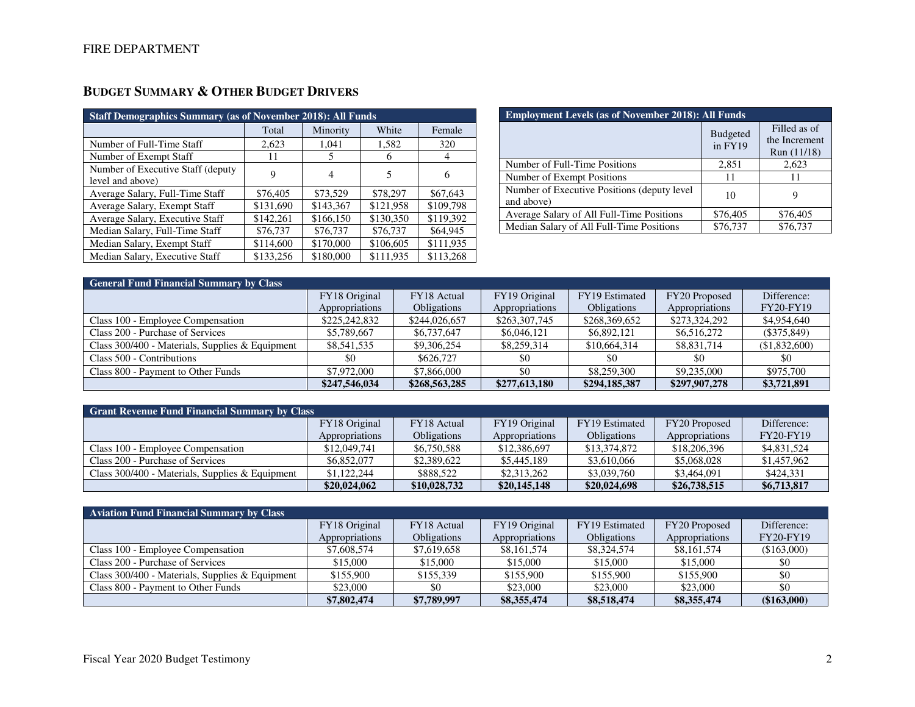## BUDGET SUMMARY & OTHER BUDGET DRIVERS

| Staff Demographics Summary (as of November 2018): All Funds | | | | |
|---|---|---|---|---|
| | Total | Minority | White | Female |
| Number of Full-Time Staff | 2,623 | 1,041 | 1,582 | 320 |
| Number of Exempt Staff | 11 | 5 | 6 | 4 |
| Number of Executive Staff (deputy level and above) | 9 | 4 | 5 | 6 |
| Average Salary, Full-Time Staff | $76,405 | $73,529 | $78,297 | $67,643 |
| Average Salary, Exempt Staff | $131,690 | $143,367 | $121,958 | $109,798 |
| Average Salary, Executive Staff | $142,261 | $166,150 | $130,350 | $119,392 |
| Median Salary, Full-Time Staff | $76,737 | $76,737 | $76,737 | $64,945 |
| Median Salary, Exempt Staff | $114,600 | $170,000 | $106,605 | $111,935 |
| Median Salary, Executive Staff | $133,256 | $180,000 | $111,935 | $113,268 |

| Employment Levels (as of November 2018): All Funds | | |
|---|---|---|
| | Budgeted in FY19 | Filled as of the Increment Run (11/18) |
| Number of Full-Time Positions | 2,851 | 2,623 |
| Number of Exempt Positions | 11 | 11 |
| Number of Executive Positions (deputy level and above) | 10 | 9 |
| Average Salary of All Full-Time Positions | $76,405 | $76,405 |
| Median Salary of All Full-Time Positions | $76,737 | $76,737 |

| General Fund Financial Summary by Class | | | | | | |
|---|---|---|---|---|---|---|
| | FY18 Original Appropriations | FY18 Actual Obligations | FY19 Original Appropriations | FY19 Estimated Obligations | FY20 Proposed Appropriations | Difference: FY20-FY19 |
| Class 100 - Employee Compensation | $225,242,832 | $244,026,657 | $263,307,745 | $268,369,652 | $273,324,292 | $4,954,640 |
| Class 200 - Purchase of Services | $5,789,667 | $6,737,647 | $6,046,121 | $6,892,121 | $6,516,272 | ($375,849) |
| Class 300/400 - Materials, Supplies & Equipment | $8,541,535 | $9,306,254 | $8,259,314 | $10,664,314 | $8,831,714 | ($1,832,600) |
| Class 500 - Contributions | $0 | $626,727 | $0 | $0 | $0 | $0 |
| Class 800 - Payment to Other Funds | $7,972,000 | $7,866,000 | $0 | $8,259,300 | $9,235,000 | $975,700 |
| | **$247,546,034** | **$268,563,285** | **$277,613,180** | **$294,185,387** | **$297,907,278** | **$3,721,891** |

| Grant Revenue Fund Financial Summary by Class | | | | | | |
|---|---|---|---|---|---|---|
| | FY18 Original Appropriations | FY18 Actual Obligations | FY19 Original Appropriations | FY19 Estimated Obligations | FY20 Proposed Appropriations | Difference: FY20-FY19 |
| Class 100 - Employee Compensation | $12,049,741 | $6,750,588 | $12,386,697 | $13,374,872 | $18,206,396 | $4,831,524 |
| Class 200 - Purchase of Services | $6,852,077 | $2,389,622 | $5,445,189 | $3,610,066 | $5,068,028 | $1,457,962 |
| Class 300/400 - Materials, Supplies & Equipment | $1,122,244 | $888,522 | $2,313,262 | $3,039,760 | $3,464,091 | $424,331 |
| | **$20,024,062** | **$10,028,732** | **$20,145,148** | **$20,024,698** | **$26,738,515** | **$6,713,817** |

| Aviation Fund Financial Summary by Class | | | | | | |
|---|---|---|---|---|---|---|
| | FY18 Original Appropriations | FY18 Actual Obligations | FY19 Original Appropriations | FY19 Estimated Obligations | FY20 Proposed Appropriations | Difference: FY20-FY19 |
| Class 100 - Employee Compensation | $7,608,574 | $7,619,658 | $8,161,574 | $8,324,574 | $8,161,574 | ($163,000) |
| Class 200 - Purchase of Services | $15,000 | $15,000 | $15,000 | $15,000 | $15,000 | $0 |
| Class 300/400 - Materials, Supplies & Equipment | $155,900 | $155,339 | $155,900 | $155,900 | $155,900 | $0 |
| Class 800 - Payment to Other Funds | $23,000 | $0 | $23,000 | $23,000 | $23,000 | $0 |
| | **$7,802,474** | **$7,789,997** | **$8,355,474** | **$8,518,474** | **$8,355,474** | **($163,000)** |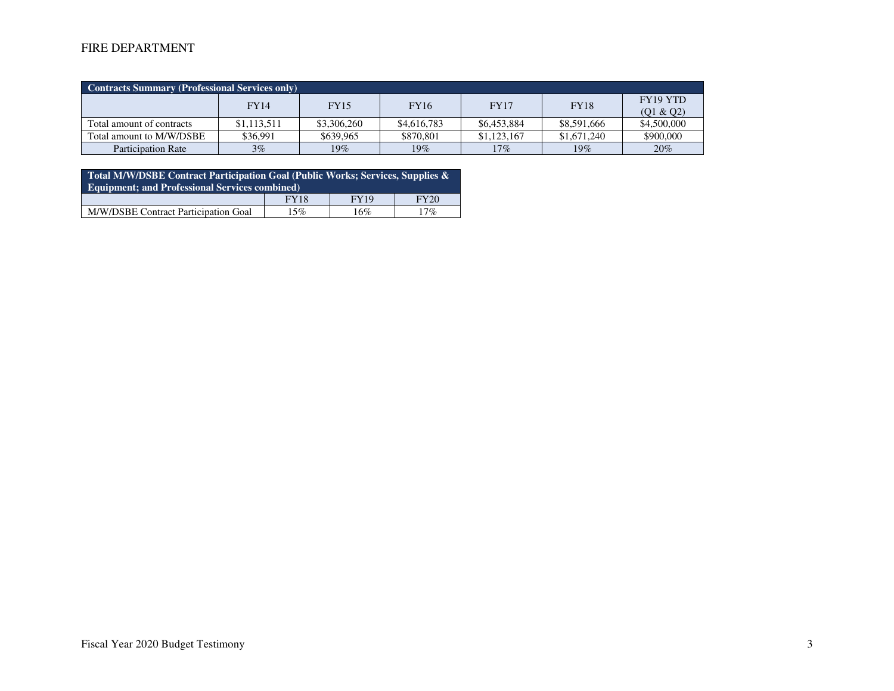# FIRE DEPARTMENT

| Contracts Summary (Professional Services only) | | | | | | |
|---|---|---|---|---|---|---|
| | FY14 | FY15 | FY16 | FY17 | FY18 | FY19 YTD (Q1 & Q2) |
| Total amount of contracts | $1,113,511 | $3,306,260 | $4,616,783 | $6,453,884 | $8,591,666 | $4,500,000 |
| Total amount to M/W/DSBE | $36,991 | $639,965 | $870,801 | $1,123,167 | $1,671,240 | $900,000 |
| Participation Rate | 3% | 19% | 19% | 17% | 19% | 20% |

| Total M/W/DSBE Contract Participation Goal (Public Works; Services, Supplies & Equipment; and Professional Services combined) | | | |
|---|---|---|---|
| | FY18 | FY19 | FY20 |
| M/W/DSBE Contract Participation Goal | 15% | 16% | 17% |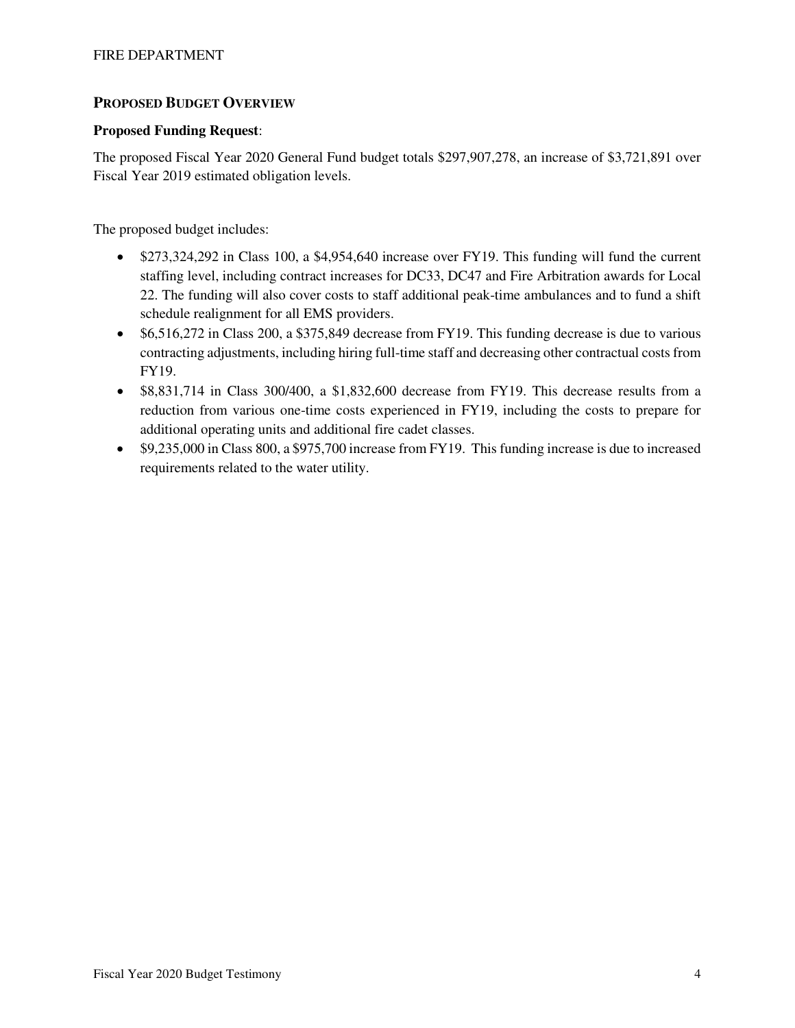## PROPOSED BUDGET OVERVIEW

**Proposed Funding Request**:

The proposed Fiscal Year 2020 General Fund budget totals $297,907,278, an increase of $3,721,891 over Fiscal Year 2019 estimated obligation levels.

The proposed budget includes:

- $273,324,292 in Class 100, a $4,954,640 increase over FY19. This funding will fund the current staffing level, including contract increases for DC33, DC47 and Fire Arbitration awards for Local 22. The funding will also cover costs to staff additional peak-time ambulances and to fund a shift schedule realignment for all EMS providers.
- $6,516,272 in Class 200, a $375,849 decrease from FY19. This funding decrease is due to various contracting adjustments, including hiring full-time staff and decreasing other contractual costs from FY19.
- $8,831,714 in Class 300/400, a $1,832,600 decrease from FY19. This decrease results from a reduction from various one-time costs experienced in FY19, including the costs to prepare for additional operating units and additional fire cadet classes.
- $9,235,000 in Class 800, a $975,700 increase from FY19. This funding increase is due to increased requirements related to the water utility.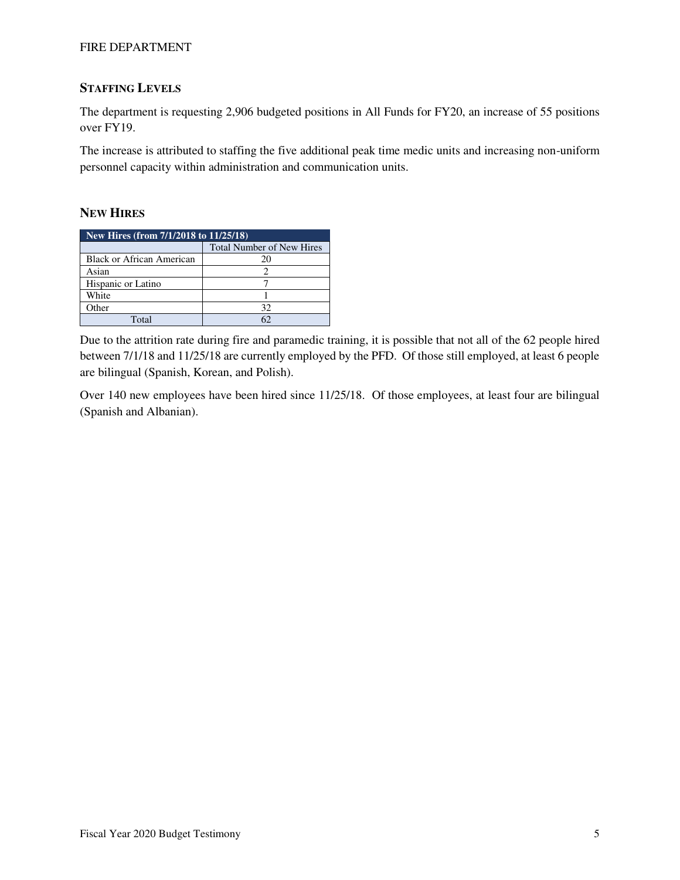## Staffing Levels

The department is requesting 2,906 budgeted positions in All Funds for FY20, an increase of 55 positions over FY19.

The increase is attributed to staffing the five additional peak time medic units and increasing non-uniform personnel capacity within administration and communication units.

## New Hires

| New Hires (from 7/1/2018 to 11/25/18) | |
|---|---|
| | Total Number of New Hires |
| Black or African American | 20 |
| Asian | 2 |
| Hispanic or Latino | 7 |
| White | 1 |
| Other | 32 |
| Total | 62 |

Due to the attrition rate during fire and paramedic training, it is possible that not all of the 62 people hired between 7/1/18 and 11/25/18 are currently employed by the PFD. Of those still employed, at least 6 people are bilingual (Spanish, Korean, and Polish).

Over 140 new employees have been hired since 11/25/18. Of those employees, at least four are bilingual (Spanish and Albanian).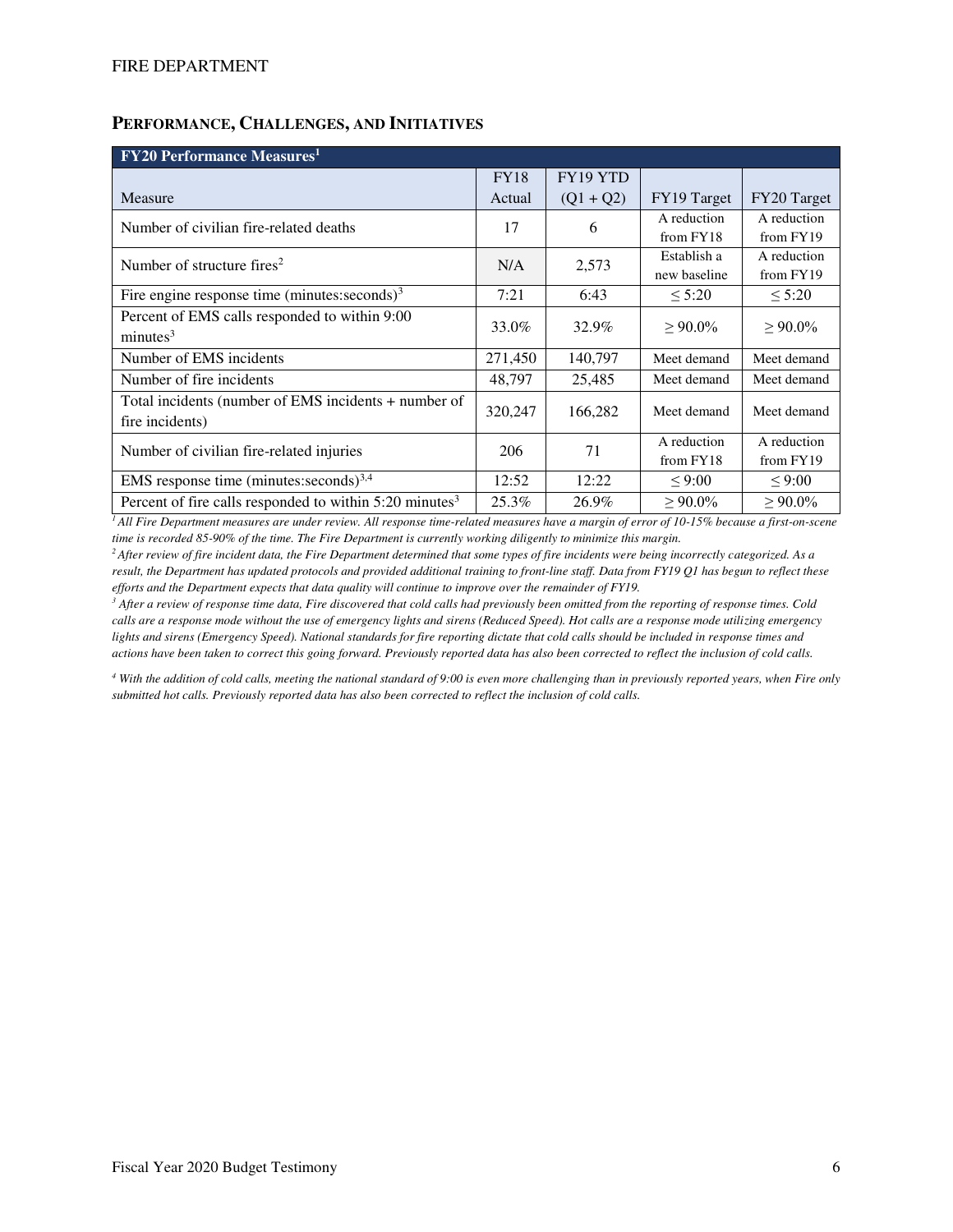## PERFORMANCE, CHALLENGES, AND INITIATIVES

| FY20 Performance Measures[1] | | | | |
|---|---|---|---|---|
| Measure | FY18 Actual | FY19 YTD (Q1 + Q2) | FY19 Target | FY20 Target |
| Number of civilian fire-related deaths | 17 | 6 | A reduction from FY18 | A reduction from FY19 |
| Number of structure fires[2] | N/A | 2,573 | Establish a new baseline | A reduction from FY19 |
| Fire engine response time (minutes:seconds)[3] | 7:21 | 6:43 | ≤ 5:20 | ≤ 5:20 |
| Percent of EMS calls responded to within 9:00 minutes[3] | 33.0% | 32.9% | ≥ 90.0% | ≥ 90.0% |
| Number of EMS incidents | 271,450 | 140,797 | Meet demand | Meet demand |
| Number of fire incidents | 48,797 | 25,485 | Meet demand | Meet demand |
| Total incidents (number of EMS incidents + number of fire incidents) | 320,247 | 166,282 | Meet demand | Meet demand |
| Number of civilian fire-related injuries | 206 | 71 | A reduction from FY18 | A reduction from FY19 |
| EMS response time (minutes:seconds)[3,4] | 12:52 | 12:22 | ≤ 9:00 | ≤ 9:00 |
| Percent of fire calls responded to within 5:20 minutes[3] | 25.3% | 26.9% | ≥ 90.0% | ≥ 90.0% |

*[1] All Fire Department measures are under review. All response time-related measures have a margin of error of 10-15% because a first-on-scene time is recorded 85-90% of the time. The Fire Department is currently working diligently to minimize this margin.*

*[2] After review of fire incident data, the Fire Department determined that some types of fire incidents were being incorrectly categorized. As a result, the Department has updated protocols and provided additional training to front-line staff. Data from FY19 Q1 has begun to reflect these efforts and the Department expects that data quality will continue to improve over the remainder of FY19.*

*[3] After a review of response time data, Fire discovered that cold calls had previously been omitted from the reporting of response times. Cold calls are a response mode without the use of emergency lights and sirens (Reduced Speed). Hot calls are a response mode utilizing emergency lights and sirens (Emergency Speed). National standards for fire reporting dictate that cold calls should be included in response times and actions have been taken to correct this going forward. Previously reported data has also been corrected to reflect the inclusion of cold calls.*

*[4] With the addition of cold calls, meeting the national standard of 9:00 is even more challenging than in previously reported years, when Fire only submitted hot calls. Previously reported data has also been corrected to reflect the inclusion of cold calls.*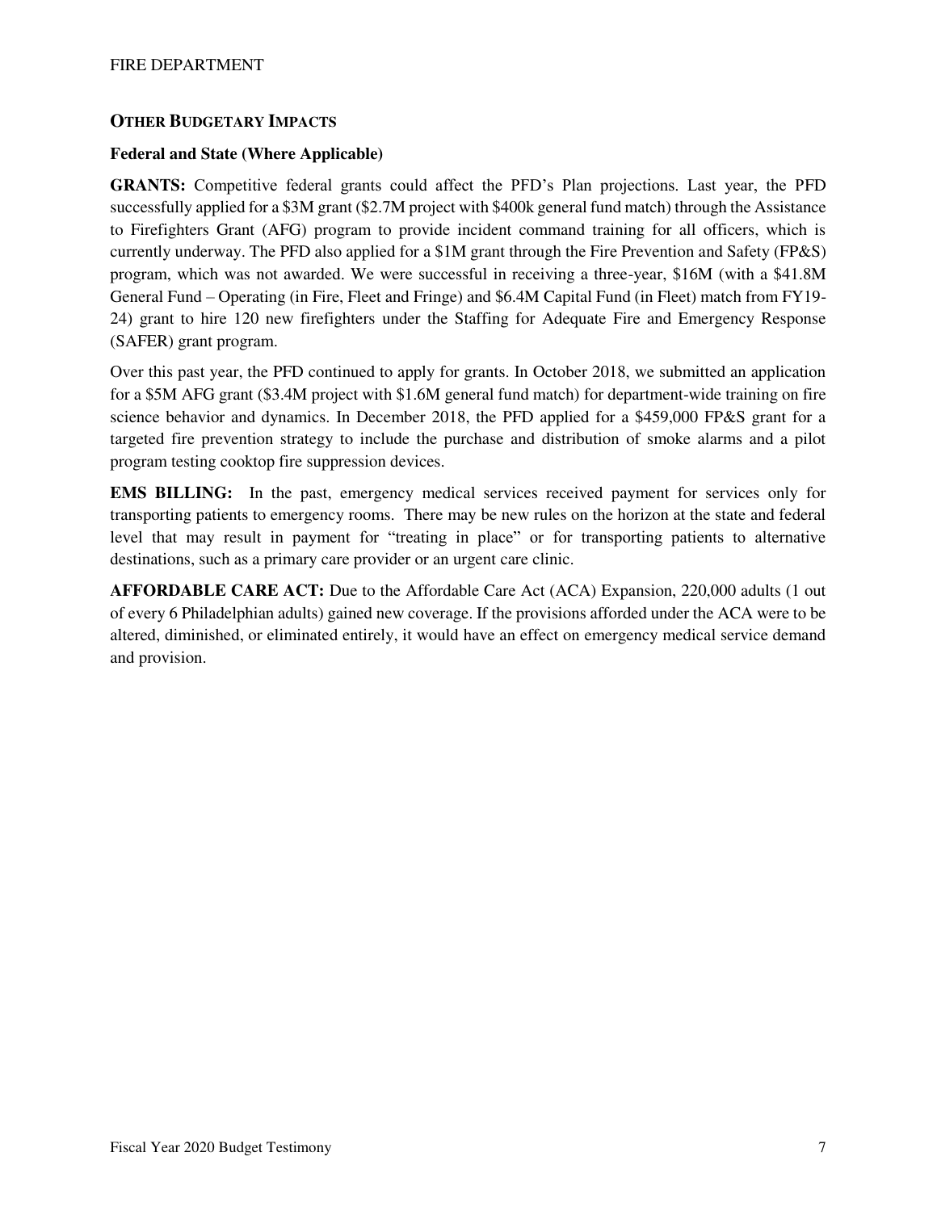## OTHER BUDGETARY IMPACTS

### Federal and State (Where Applicable)

**GRANTS:** Competitive federal grants could affect the PFD's Plan projections. Last year, the PFD successfully applied for a $3M grant ($2.7M project with $400k general fund match) through the Assistance to Firefighters Grant (AFG) program to provide incident command training for all officers, which is currently underway. The PFD also applied for a $1M grant through the Fire Prevention and Safety (FP&S) program, which was not awarded. We were successful in receiving a three-year, $16M (with a $41.8M General Fund – Operating (in Fire, Fleet and Fringe) and $6.4M Capital Fund (in Fleet) match from FY19-24) grant to hire 120 new firefighters under the Staffing for Adequate Fire and Emergency Response (SAFER) grant program.

Over this past year, the PFD continued to apply for grants. In October 2018, we submitted an application for a $5M AFG grant ($3.4M project with $1.6M general fund match) for department-wide training on fire science behavior and dynamics. In December 2018, the PFD applied for a $459,000 FP&S grant for a targeted fire prevention strategy to include the purchase and distribution of smoke alarms and a pilot program testing cooktop fire suppression devices.

**EMS BILLING:** In the past, emergency medical services received payment for services only for transporting patients to emergency rooms. There may be new rules on the horizon at the state and federal level that may result in payment for "treating in place" or for transporting patients to alternative destinations, such as a primary care provider or an urgent care clinic.

**AFFORDABLE CARE ACT:** Due to the Affordable Care Act (ACA) Expansion, 220,000 adults (1 out of every 6 Philadelphian adults) gained new coverage. If the provisions afforded under the ACA were to be altered, diminished, or eliminated entirely, it would have an effect on emergency medical service demand and provision.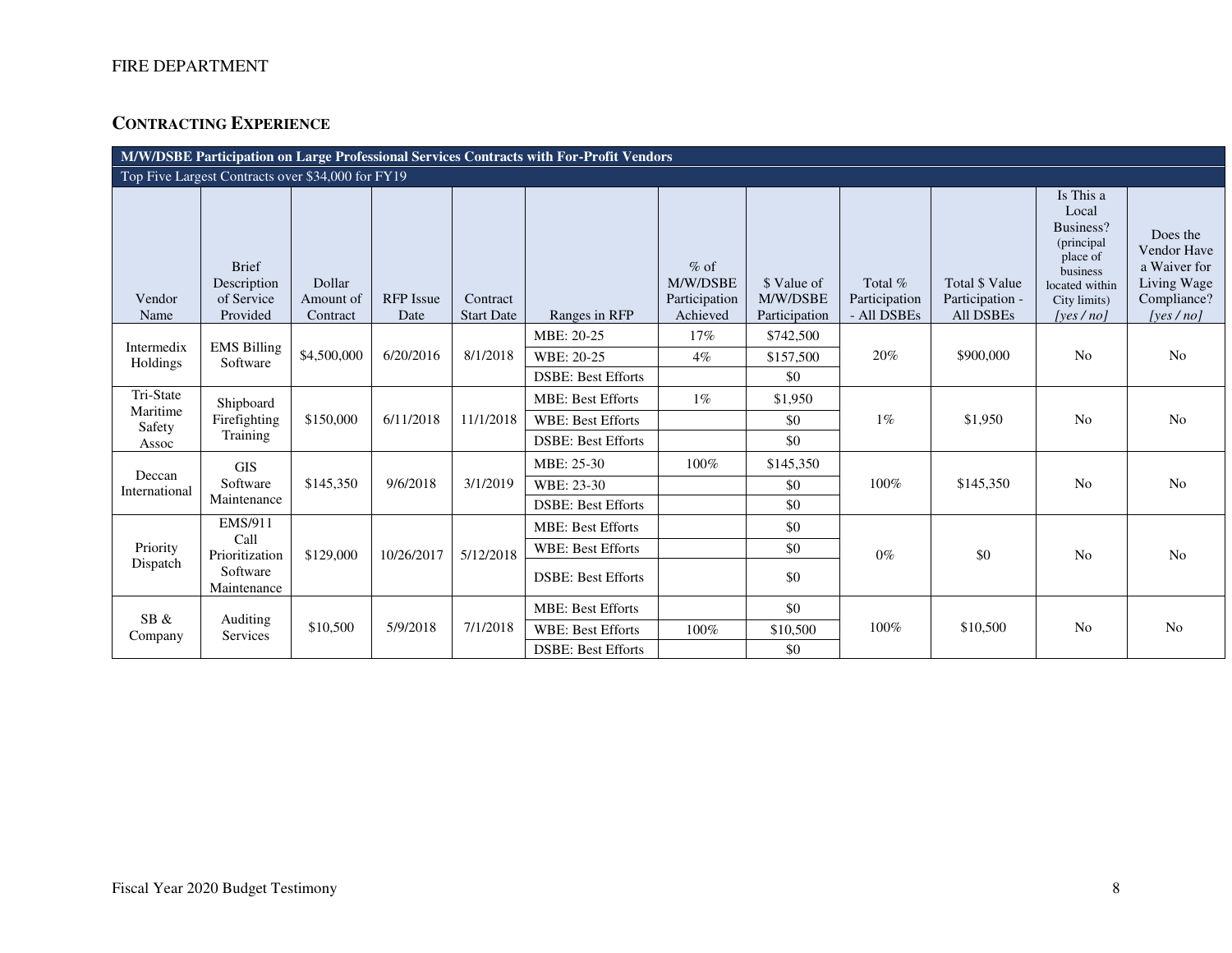## CONTRACTING EXPERIENCE

| M/W/DSBE Participation on Large Professional Services Contracts with For-Profit Vendors | | | | | | | | | | | |
|---|---|---|---|---|---|---|---|---|---|---|---|
| Top Five Largest Contracts over $34,000 for FY19 | | | | | | | | | | | |
| Vendor Name | Brief Description of Service Provided | Dollar Amount of Contract | RFP Issue Date | Contract Start Date | Ranges in RFP | % of M/W/DSBE Participation Achieved | $ Value of M/W/DSBE Participation | Total % Participation - All DSBEs | Total $ Value Participation - All DSBEs | Is This a Local Business? (principal place of business located within City limits) *[yes / no]* | Does the Vendor Have a Waiver for Living Wage Compliance? *[yes / no]* |
| Intermedix Holdings | EMS Billing Software | $4,500,000 | 6/20/2016 | 8/1/2018 | MBE: 20-25 | 17% | $742,500 | 20% | $900,000 | No | No |
| | | | | | WBE: 20-25 | 4% | $157,500 | | | | |
| | | | | | DSBE: Best Efforts | | $0 | | | | |
| Tri-State Maritime Safety Assoc | Shipboard Firefighting Training | $150,000 | 6/11/2018 | 11/1/2018 | MBE: Best Efforts | 1% | $1,950 | 1% | $1,950 | No | No |
| | | | | | WBE: Best Efforts | | $0 | | | | |
| | | | | | DSBE: Best Efforts | | $0 | | | | |
| Deccan International | GIS Software Maintenance | $145,350 | 9/6/2018 | 3/1/2019 | MBE: 25-30 | 100% | $145,350 | 100% | $145,350 | No | No |
| | | | | | WBE: 23-30 | | $0 | | | | |
| | | | | | DSBE: Best Efforts | | $0 | | | | |
| Priority Dispatch | EMS/911 Call Prioritization Software Maintenance | $129,000 | 10/26/2017 | 5/12/2018 | MBE: Best Efforts | | $0 | 0% | $0 | No | No |
| | | | | | WBE: Best Efforts | | $0 | | | | |
| | | | | | DSBE: Best Efforts | | $0 | | | | |
| SB & Company | Auditing Services | $10,500 | 5/9/2018 | 7/1/2018 | MBE: Best Efforts | | $0 | 100% | $10,500 | No | No |
| | | | | | WBE: Best Efforts | 100% | $10,500 | | | | |
| | | | | | DSBE: Best Efforts | | $0 | | | | |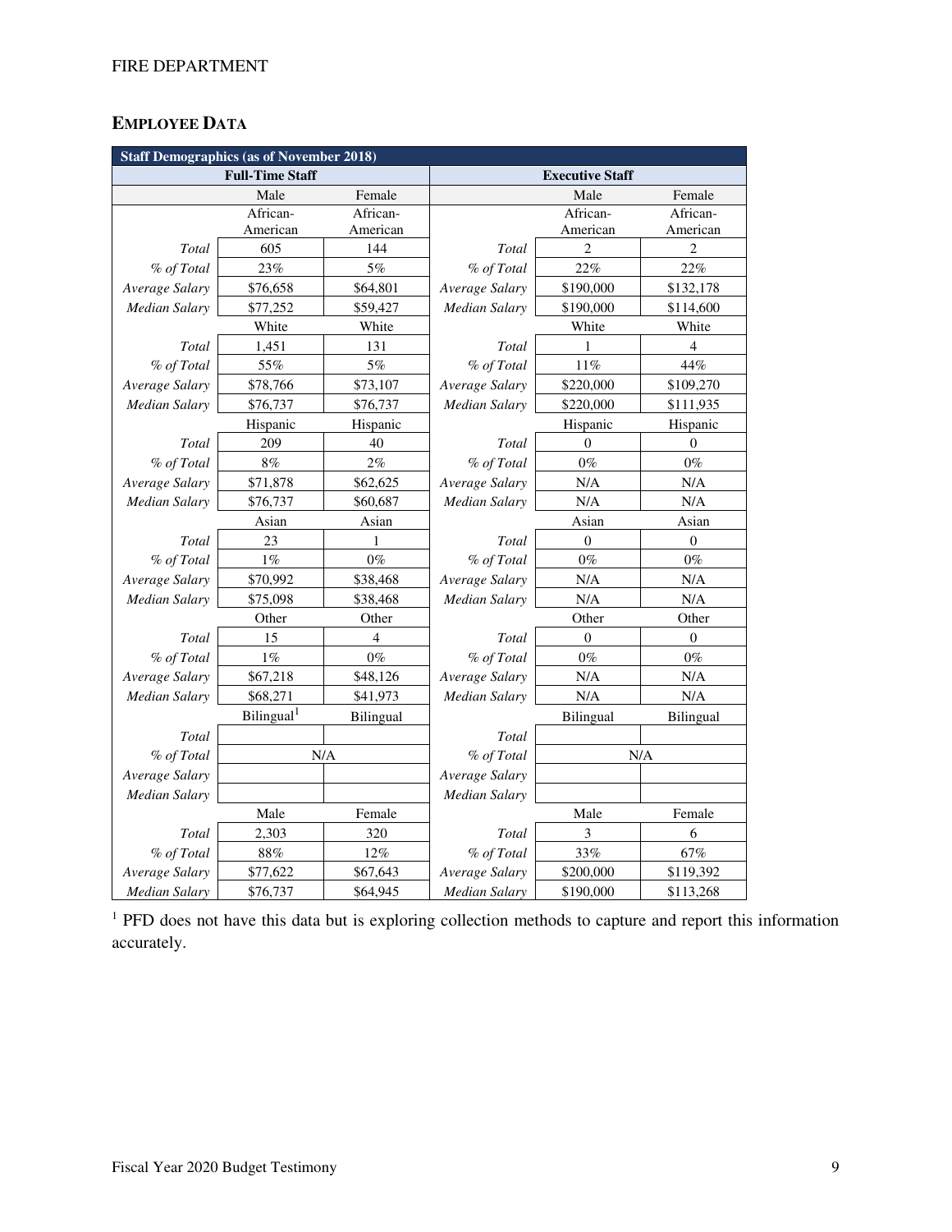## EMPLOYEE DATA

| Staff Demographics (as of November 2018) | | | | | |
|---|---|---|---|---|---|
| Full-Time Staff | | | Executive Staff | | |
| | Male | Female | | Male | Female |
| | African-American | African-American | | African-American | African-American |
| *Total* | 605 | 144 | *Total* | 2 | 2 |
| *% of Total* | 23% | 5% | *% of Total* | 22% | 22% |
| *Average Salary* | $76,658 | $64,801 | *Average Salary* | $190,000 | $132,178 |
| *Median Salary* | $77,252 | $59,427 | *Median Salary* | $190,000 | $114,600 |
| | White | White | | White | White |
| *Total* | 1,451 | 131 | *Total* | 1 | 4 |
| *% of Total* | 55% | 5% | *% of Total* | 11% | 44% |
| *Average Salary* | $78,766 | $73,107 | *Average Salary* | $220,000 | $109,270 |
| *Median Salary* | $76,737 | $76,737 | *Median Salary* | $220,000 | $111,935 |
| | Hispanic | Hispanic | | Hispanic | Hispanic |
| *Total* | 209 | 40 | *Total* | 0 | 0 |
| *% of Total* | 8% | 2% | *% of Total* | 0% | 0% |
| *Average Salary* | $71,878 | $62,625 | *Average Salary* | N/A | N/A |
| *Median Salary* | $76,737 | $60,687 | *Median Salary* | N/A | N/A |
| | Asian | Asian | | Asian | Asian |
| *Total* | 23 | 1 | *Total* | 0 | 0 |
| *% of Total* | 1% | 0% | *% of Total* | 0% | 0% |
| *Average Salary* | $70,992 | $38,468 | *Average Salary* | N/A | N/A |
| *Median Salary* | $75,098 | $38,468 | *Median Salary* | N/A | N/A |
| | Other | Other | | Other | Other |
| *Total* | 15 | 4 | *Total* | 0 | 0 |
| *% of Total* | 1% | 0% | *% of Total* | 0% | 0% |
| *Average Salary* | $67,218 | $48,126 | *Average Salary* | N/A | N/A |
| *Median Salary* | $68,271 | $41,973 | *Median Salary* | N/A | N/A |
| | Bilingual[1] | Bilingual | | Bilingual | Bilingual |
| *Total* | | | *Total* | | |
| *% of Total* | N/A | | *% of Total* | N/A | |
| *Average Salary* | | | *Average Salary* | | |
| *Median Salary* | | | *Median Salary* | | |
| | Male | Female | | Male | Female |
| *Total* | 2,303 | 320 | *Total* | 3 | 6 |
| *% of Total* | 88% | 12% | *% of Total* | 33% | 67% |
| *Average Salary* | $77,622 | $67,643 | *Average Salary* | $200,000 | $119,392 |
| *Median Salary* | $76,737 | $64,945 | *Median Salary* | $190,000 | $113,268 |

[1] PFD does not have this data but is exploring collection methods to capture and report this information accurately.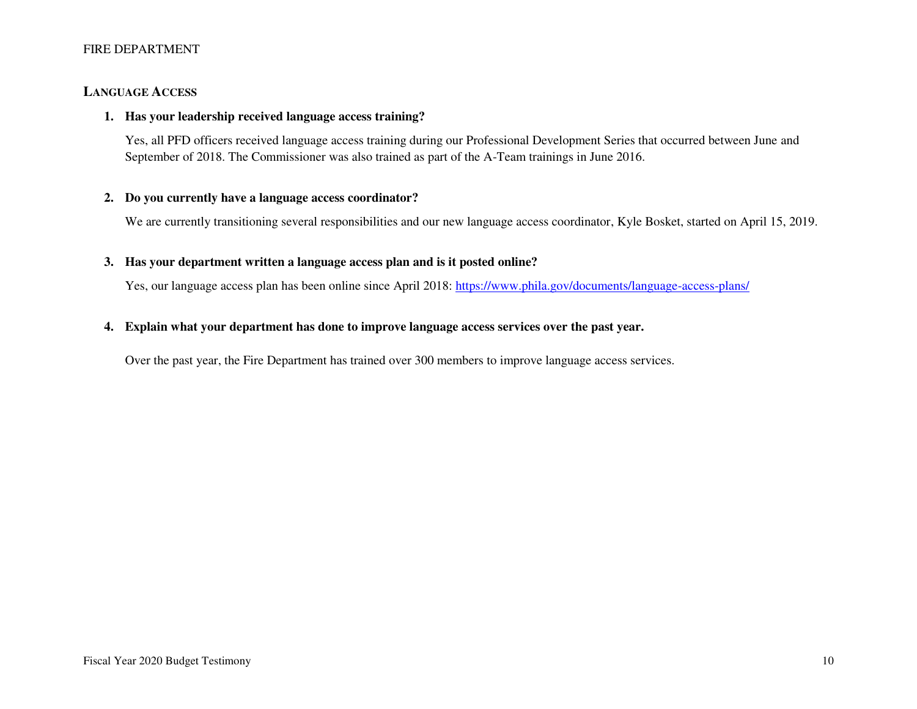## LANGUAGE ACCESS

1. **Has your leadership received language access training?**

   Yes, all PFD officers received language access training during our Professional Development Series that occurred between June and September of 2018. The Commissioner was also trained as part of the A-Team trainings in June 2016.

2. **Do you currently have a language access coordinator?**

   We are currently transitioning several responsibilities and our new language access coordinator, Kyle Bosket, started on April 15, 2019.

3. **Has your department written a language access plan and is it posted online?**

   Yes, our language access plan has been online since April 2018: https://www.phila.gov/documents/language-access-plans/

4. **Explain what your department has done to improve language access services over the past year.**

   Over the past year, the Fire Department has trained over 300 members to improve language access services.